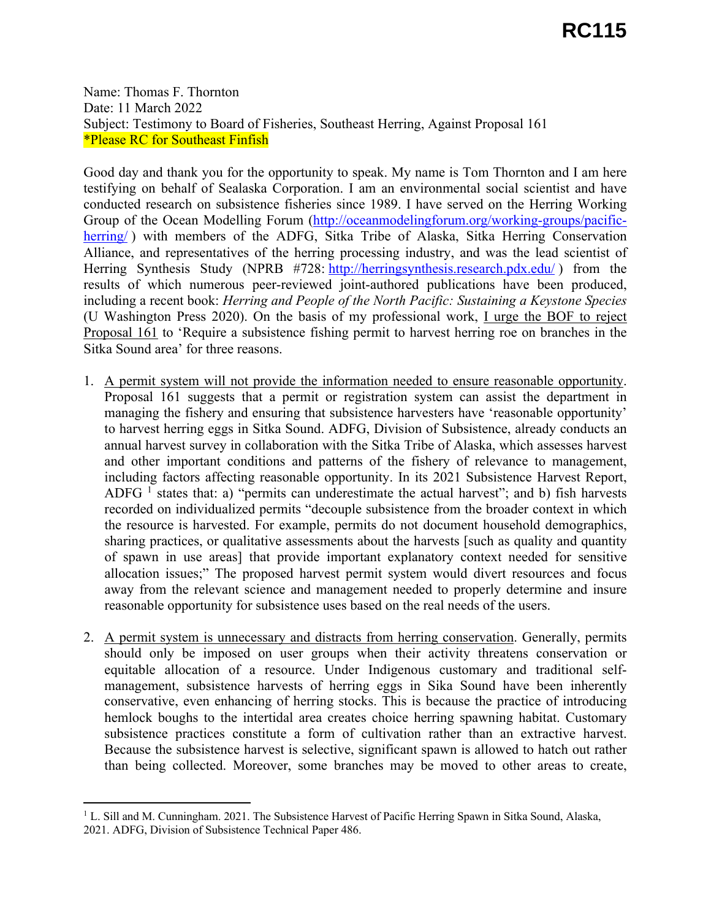# RC115

Name: Thomas F. Thornton
Date: 11 March 2022
Subject: Testimony to Board of Fisheries, Southeast Herring, Against Proposal 161
*Please RC for Southeast Finfish

Good day and thank you for the opportunity to speak. My name is Tom Thornton and I am here testifying on behalf of Sealaska Corporation. I am an environmental social scientist and have conducted research on subsistence fisheries since 1989. I have served on the Herring Working Group of the Ocean Modelling Forum (http://oceanmodelingforum.org/working-groups/pacific-herring/ ) with members of the ADFG, Sitka Tribe of Alaska, Sitka Herring Conservation Alliance, and representatives of the herring processing industry, and was the lead scientist of Herring Synthesis Study (NPRB #728: http://herringsynthesis.research.pdx.edu/ ) from the results of which numerous peer-reviewed joint-authored publications have been produced, including a recent book: *Herring and People of the North Pacific: Sustaining a Keystone Species* (U Washington Press 2020). On the basis of my professional work, I urge the BOF to reject Proposal 161 to 'Require a subsistence fishing permit to harvest herring roe on branches in the Sitka Sound area' for three reasons.

1. A permit system will not provide the information needed to ensure reasonable opportunity. Proposal 161 suggests that a permit or registration system can assist the department in managing the fishery and ensuring that subsistence harvesters have 'reasonable opportunity' to harvest herring eggs in Sitka Sound. ADFG, Division of Subsistence, already conducts an annual harvest survey in collaboration with the Sitka Tribe of Alaska, which assesses harvest and other important conditions and patterns of the fishery of relevance to management, including factors affecting reasonable opportunity. In its 2021 Subsistence Harvest Report, ADFG [1] states that: a) "permits can underestimate the actual harvest"; and b) fish harvests recorded on individualized permits "decouple subsistence from the broader context in which the resource is harvested. For example, permits do not document household demographics, sharing practices, or qualitative assessments about the harvests [such as quality and quantity of spawn in use areas] that provide important explanatory context needed for sensitive allocation issues;" The proposed harvest permit system would divert resources and focus away from the relevant science and management needed to properly determine and insure reasonable opportunity for subsistence uses based on the real needs of the users.

2. A permit system is unnecessary and distracts from herring conservation. Generally, permits should only be imposed on user groups when their activity threatens conservation or equitable allocation of a resource. Under Indigenous customary and traditional self-management, subsistence harvests of herring eggs in Sika Sound have been inherently conservative, even enhancing of herring stocks. This is because the practice of introducing hemlock boughs to the intertidal area creates choice herring spawning habitat. Customary subsistence practices constitute a form of cultivation rather than an extractive harvest. Because the subsistence harvest is selective, significant spawn is allowed to hatch out rather than being collected. Moreover, some branches may be moved to other areas to create,

[1] L. Sill and M. Cunningham. 2021. The Subsistence Harvest of Pacific Herring Spawn in Sitka Sound, Alaska, 2021. ADFG, Division of Subsistence Technical Paper 486.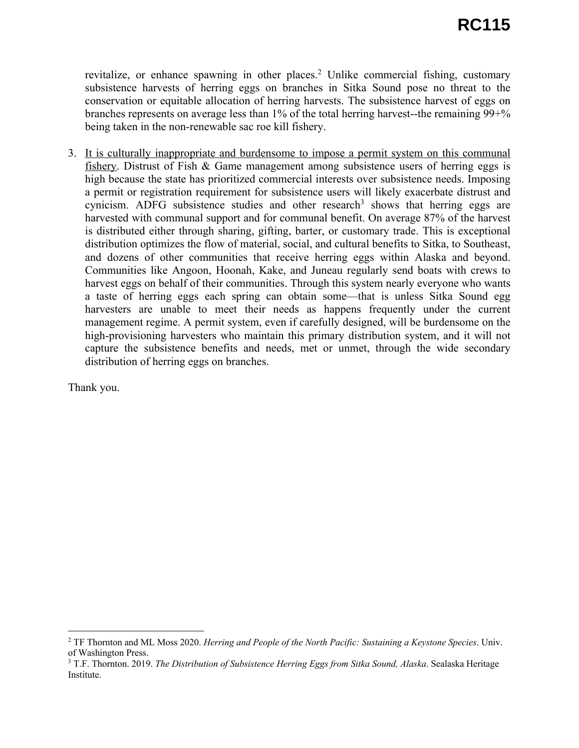revitalize, or enhance spawning in other places.[2] Unlike commercial fishing, customary subsistence harvests of herring eggs on branches in Sitka Sound pose no threat to the conservation or equitable allocation of herring harvests. The subsistence harvest of eggs on branches represents on average less than 1% of the total herring harvest--the remaining 99+% being taken in the non-renewable sac roe kill fishery.

3. <u>It is culturally inappropriate and burdensome to impose a permit system on this communal fishery</u>. Distrust of Fish & Game management among subsistence users of herring eggs is high because the state has prioritized commercial interests over subsistence needs. Imposing a permit or registration requirement for subsistence users will likely exacerbate distrust and cynicism. ADFG subsistence studies and other research[3] shows that herring eggs are harvested with communal support and for communal benefit. On average 87% of the harvest is distributed either through sharing, gifting, barter, or customary trade. This is exceptional distribution optimizes the flow of material, social, and cultural benefits to Sitka, to Southeast, and dozens of other communities that receive herring eggs within Alaska and beyond. Communities like Angoon, Hoonah, Kake, and Juneau regularly send boats with crews to harvest eggs on behalf of their communities. Through this system nearly everyone who wants a taste of herring eggs each spring can obtain some—that is unless Sitka Sound egg harvesters are unable to meet their needs as happens frequently under the current management regime. A permit system, even if carefully designed, will be burdensome on the high-provisioning harvesters who maintain this primary distribution system, and it will not capture the subsistence benefits and needs, met or unmet, through the wide secondary distribution of herring eggs on branches.

Thank you.

---

[2] TF Thornton and ML Moss 2020. *Herring and People of the North Pacific: Sustaining a Keystone Species*. Univ. of Washington Press.

[3] T.F. Thornton. 2019. *The Distribution of Subsistence Herring Eggs from Sitka Sound, Alaska*. Sealaska Heritage Institute.